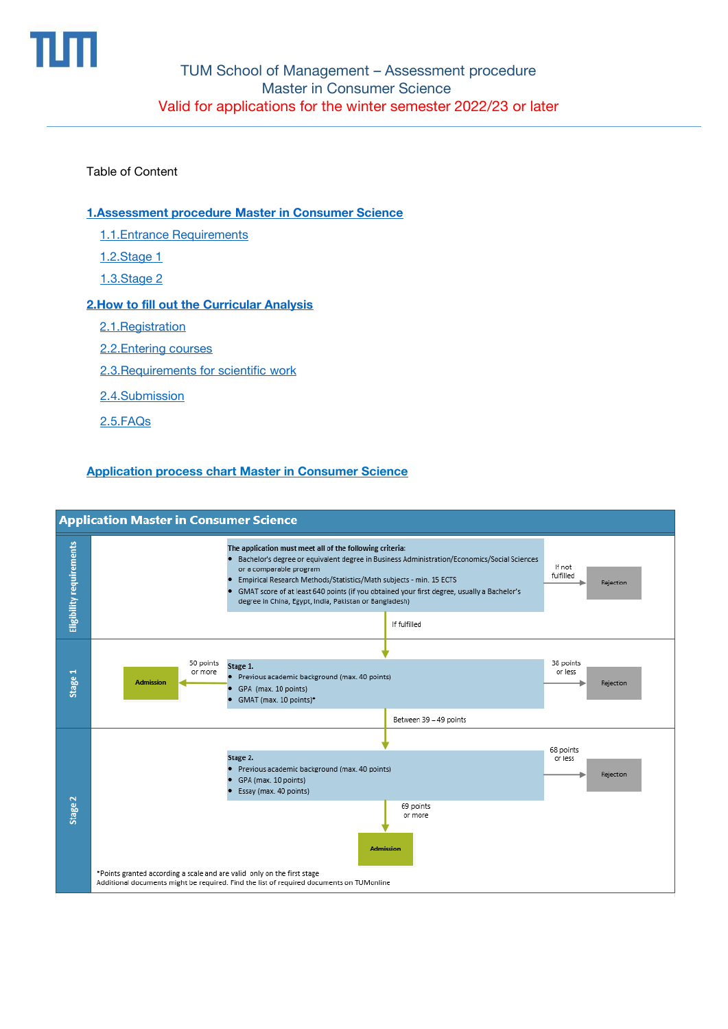TUM School of Management – Assessment procedure
Master in Consumer Science
Valid for applications for the winter semester 2022/23 or later

Table of Content

[1.Assessment procedure Master in Consumer Science]

- [1.1.Entrance Requirements]
- [1.2.Stage 1]
- [1.3.Stage 2]

[2.How to fill out the Curricular Analysis]

- [2.1.Registration]
- [2.2.Entering courses]
- [2.3.Requirements for scientific work]
- [2.4.Submission]
- [2.5.FAQs]

[Application process chart Master in Consumer Science]

**Application Master in Consumer Science**

**Eligibility requirements**

**The application must meet all of the following criteria:**

- Bachelor's degree or equivalent degree in Business Administration/Economics/Social Sciences or a comparable program
- Empirical Research Methods/Statistics/Math subjects - min. 15 ECTS
- GMAT score of at least 640 points (if you obtained your first degree, usually a Bachelor's degree in China, Egypt, India, Pakistan or Bangladesh)

If not fulfilled → Rejection

If fulfilled ↓

**Stage 1**

**Stage 1.**

- Previous academic background (max. 40 points)
- GPA (max. 10 points)
- GMAT (max. 10 points)*

50 points or more → Admission

38 points or less → Rejection

Between 39 – 49 points ↓

**Stage 2**

**Stage 2.**

- Previous academic background (max. 40 points)
- GPA (max. 10 points)
- Essay (max. 40 points)

68 points or less → Rejection

69 points or more → Admission

*Points granted according a scale and are valid only on the first stage
Additional documents might be required. Find the list of required documents on TUMonline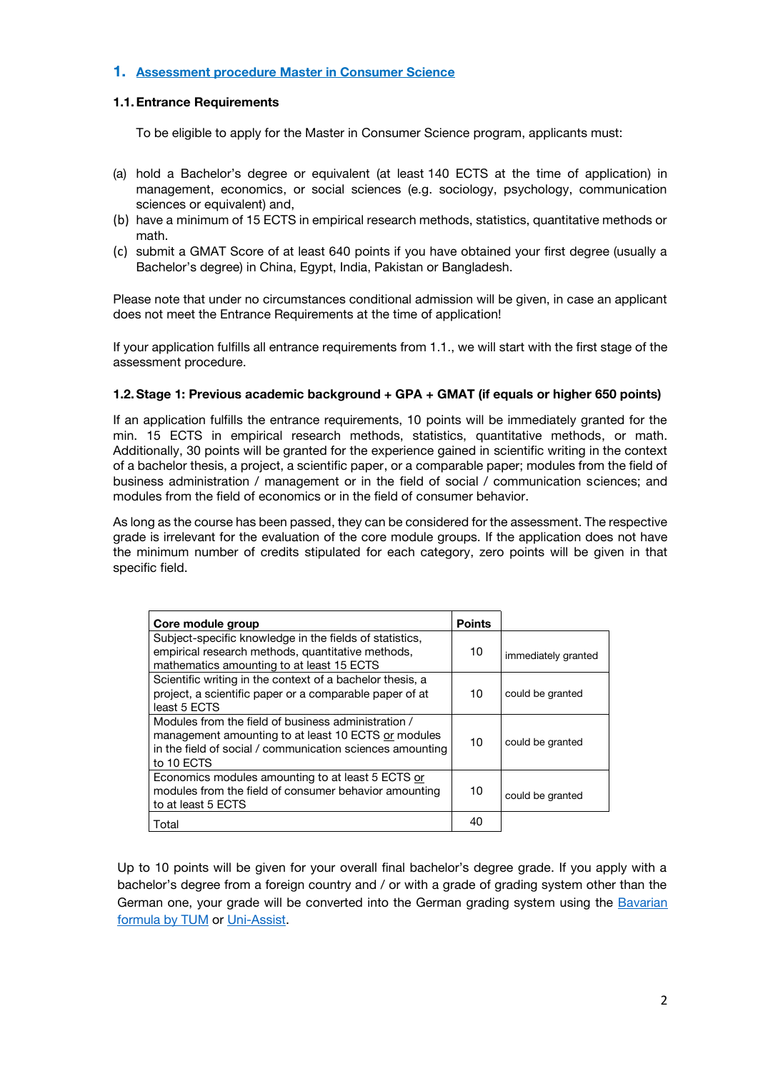## 1. [Assessment procedure Master in Consumer Science]()

### 1.1. Entrance Requirements

To be eligible to apply for the Master in Consumer Science program, applicants must:

(a) hold a Bachelor's degree or equivalent (at least 140 ECTS at the time of application) in management, economics, or social sciences (e.g. sociology, psychology, communication sciences or equivalent) and,
(b) have a minimum of 15 ECTS in empirical research methods, statistics, quantitative methods or math.
(c) submit a GMAT Score of at least 640 points if you have obtained your first degree (usually a Bachelor's degree) in China, Egypt, India, Pakistan or Bangladesh.

Please note that under no circumstances conditional admission will be given, in case an applicant does not meet the Entrance Requirements at the time of application!

If your application fulfills all entrance requirements from 1.1., we will start with the first stage of the assessment procedure.

### 1.2. Stage 1: Previous academic background + GPA + GMAT (if equals or higher 650 points)

If an application fulfills the entrance requirements, 10 points will be immediately granted for the min. 15 ECTS in empirical research methods, statistics, quantitative methods, or math. Additionally, 30 points will be granted for the experience gained in scientific writing in the context of a bachelor thesis, a project, a scientific paper, or a comparable paper; modules from the field of business administration / management or in the field of social / communication sciences; and modules from the field of economics or in the field of consumer behavior.

As long as the course has been passed, they can be considered for the assessment. The respective grade is irrelevant for the evaluation of the core module groups. If the application does not have the minimum number of credits stipulated for each category, zero points will be given in that specific field.

| Core module group | Points | |
|---|---|---|
| Subject-specific knowledge in the fields of statistics, empirical research methods, quantitative methods, mathematics amounting to at least 15 ECTS | 10 | immediately granted |
| Scientific writing in the context of a bachelor thesis, a project, a scientific paper or a comparable paper of at least 5 ECTS | 10 | could be granted |
| Modules from the field of business administration / management amounting to at least 10 ECTS or modules in the field of social / communication sciences amounting to 10 ECTS | 10 | could be granted |
| Economics modules amounting to at least 5 ECTS or modules from the field of consumer behavior amounting to at least 5 ECTS | 10 | could be granted |
| Total | 40 | |

Up to 10 points will be given for your overall final bachelor's degree grade. If you apply with a bachelor's degree from a foreign country and / or with a grade of grading system other than the German one, your grade will be converted into the German grading system using the [Bavarian formula by TUM]() or [Uni-Assist]().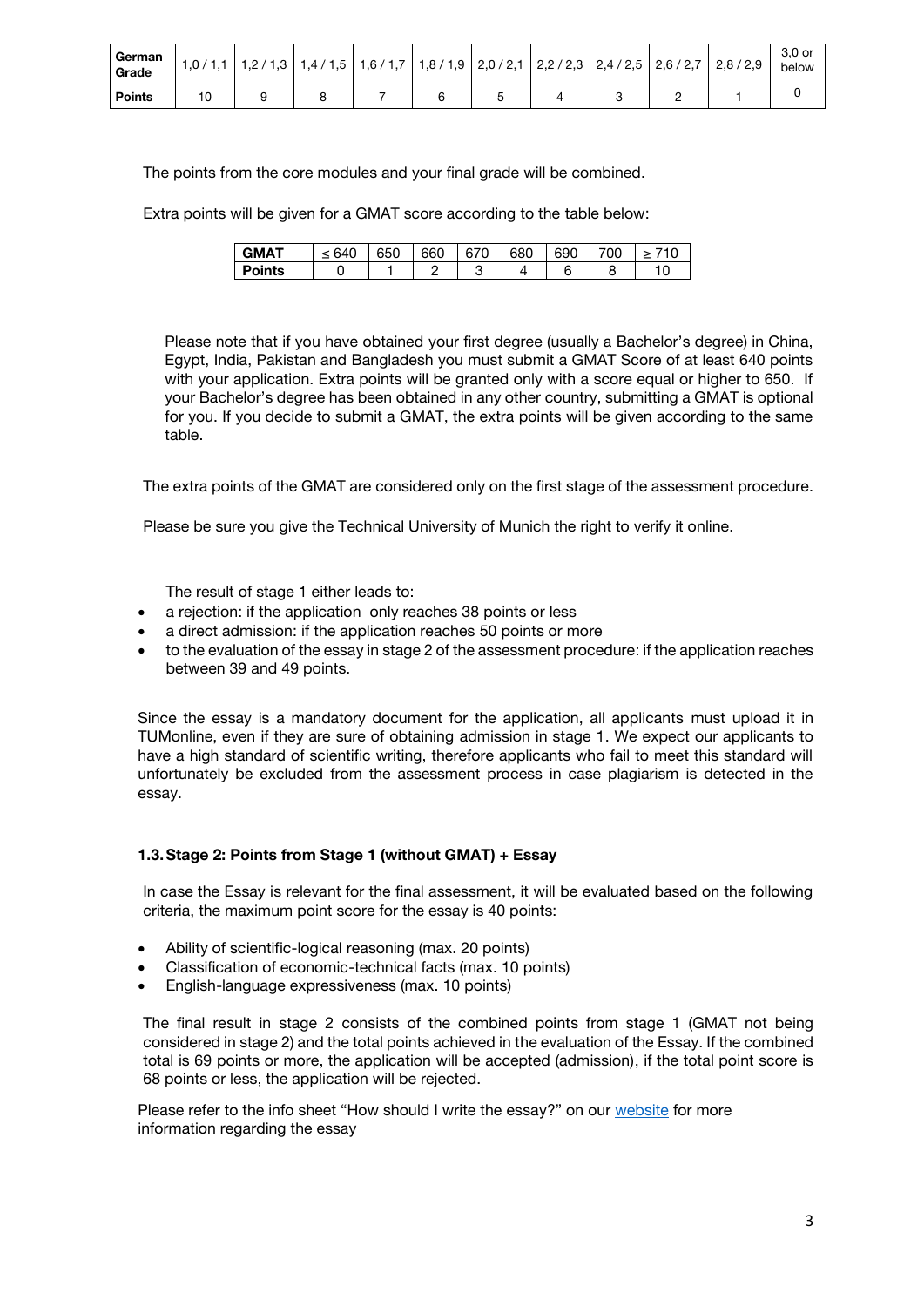| German Grade | 1,0 / 1,1 | 1,2 / 1,3 | 1,4 / 1,5 | 1,6 / 1,7 | 1,8 / 1,9 | 2,0 / 2,1 | 2,2 / 2,3 | 2,4 / 2,5 | 2,6 / 2,7 | 2,8 / 2,9 | 3,0 or below |
|---|---|---|---|---|---|---|---|---|---|---|---|
| **Points** | 10 | 9 | 8 | 7 | 6 | 5 | 4 | 3 | 2 | 1 | 0 |

The points from the core modules and your final grade will be combined.

Extra points will be given for a GMAT score according to the table below:

| GMAT | ≤ 640 | 650 | 660 | 670 | 680 | 690 | 700 | ≥ 710 |
|---|---|---|---|---|---|---|---|---|
| **Points** | 0 | 1 | 2 | 3 | 4 | 6 | 8 | 10 |

Please note that if you have obtained your first degree (usually a Bachelor's degree) in China, Egypt, India, Pakistan and Bangladesh you must submit a GMAT Score of at least 640 points with your application. Extra points will be granted only with a score equal or higher to 650. If your Bachelor's degree has been obtained in any other country, submitting a GMAT is optional for you. If you decide to submit a GMAT, the extra points will be given according to the same table.

The extra points of the GMAT are considered only on the first stage of the assessment procedure.

Please be sure you give the Technical University of Munich the right to verify it online.

The result of stage 1 either leads to:

- a rejection: if the application only reaches 38 points or less
- a direct admission: if the application reaches 50 points or more
- to the evaluation of the essay in stage 2 of the assessment procedure: if the application reaches between 39 and 49 points.

Since the essay is a mandatory document for the application, all applicants must upload it in TUMonline, even if they are sure of obtaining admission in stage 1. We expect our applicants to have a high standard of scientific writing, therefore applicants who fail to meet this standard will unfortunately be excluded from the assessment process in case plagiarism is detected in the essay.

### 1.3. Stage 2: Points from Stage 1 (without GMAT) + Essay

In case the Essay is relevant for the final assessment, it will be evaluated based on the following criteria, the maximum point score for the essay is 40 points:

- Ability of scientific-logical reasoning (max. 20 points)
- Classification of economic-technical facts (max. 10 points)
- English-language expressiveness (max. 10 points)

The final result in stage 2 consists of the combined points from stage 1 (GMAT not being considered in stage 2) and the total points achieved in the evaluation of the Essay. If the combined total is 69 points or more, the application will be accepted (admission), if the total point score is 68 points or less, the application will be rejected.

Please refer to the info sheet "How should I write the essay?" on our website for more information regarding the essay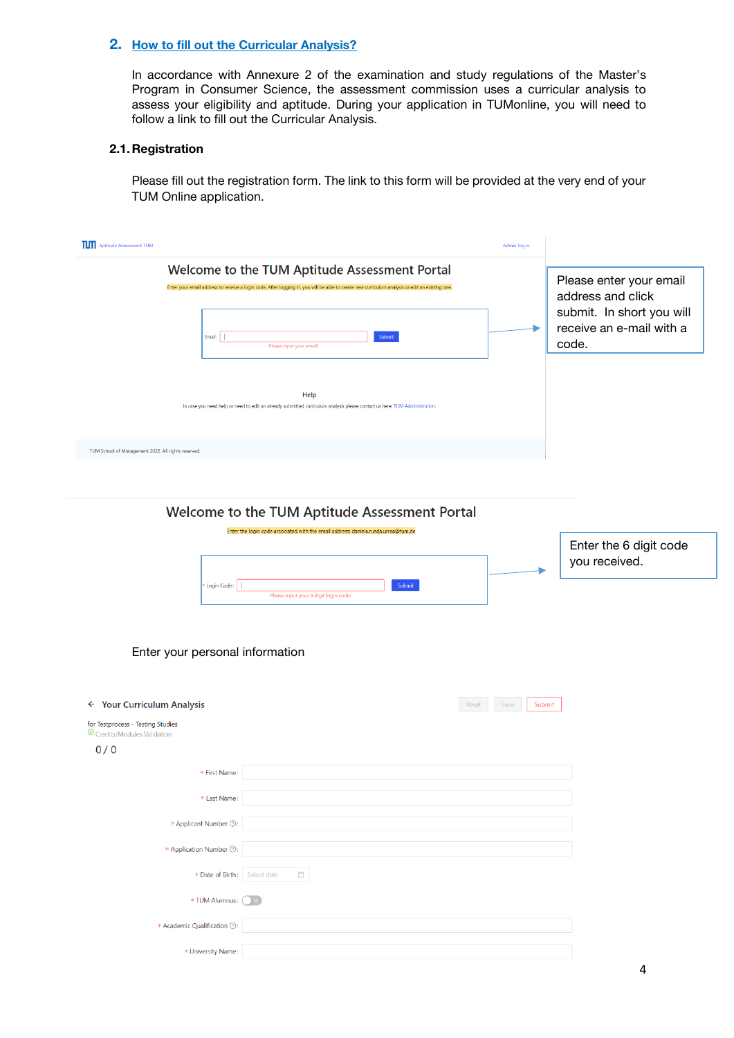## 2. How to fill out the Curricular Analysis?

In accordance with Annexure 2 of the examination and study regulations of the Master's Program in Consumer Science, the assessment commission uses a curricular analysis to assess your eligibility and aptitude. During your application in TUMonline, you will need to follow a link to fill out the Curricular Analysis.

### 2.1. Registration

Please fill out the registration form. The link to this form will be provided at the very end of your TUM Online application.

Welcome to the TUM Aptitude Assessment Portal

Enter your email address to receive a login code. After logging in, you will be able to create new curriculum analysis or edit an existing one.

Email: | Submit

Please input your email!

Help

In case you need help or need to edit an already submitted curriculum analysis please contact us here: TUM Administration.

TUM School of Management 2022. All rights reserved.

Please enter your email address and click submit. In short you will receive an e-mail with a code.

Welcome to the TUM Aptitude Assessment Portal

Enter the login code associated with the email address: daniela.rueda.urrea@tum.de

* Login Code: | Submit

Please input your 6 digit login code!

Enter the 6 digit code you received.

Enter your personal information

Your Curriculum Analysis

Reset | Save | Submit

for Testprocess - Testing Studies

Credits/Modules Validation

0 / 0

* First Name:

* Last Name:

* Applicant Number:

* Application Number:

* Date of Birth: Select date

* TUM Alumnus:

* Academic Qualification:

* University Name: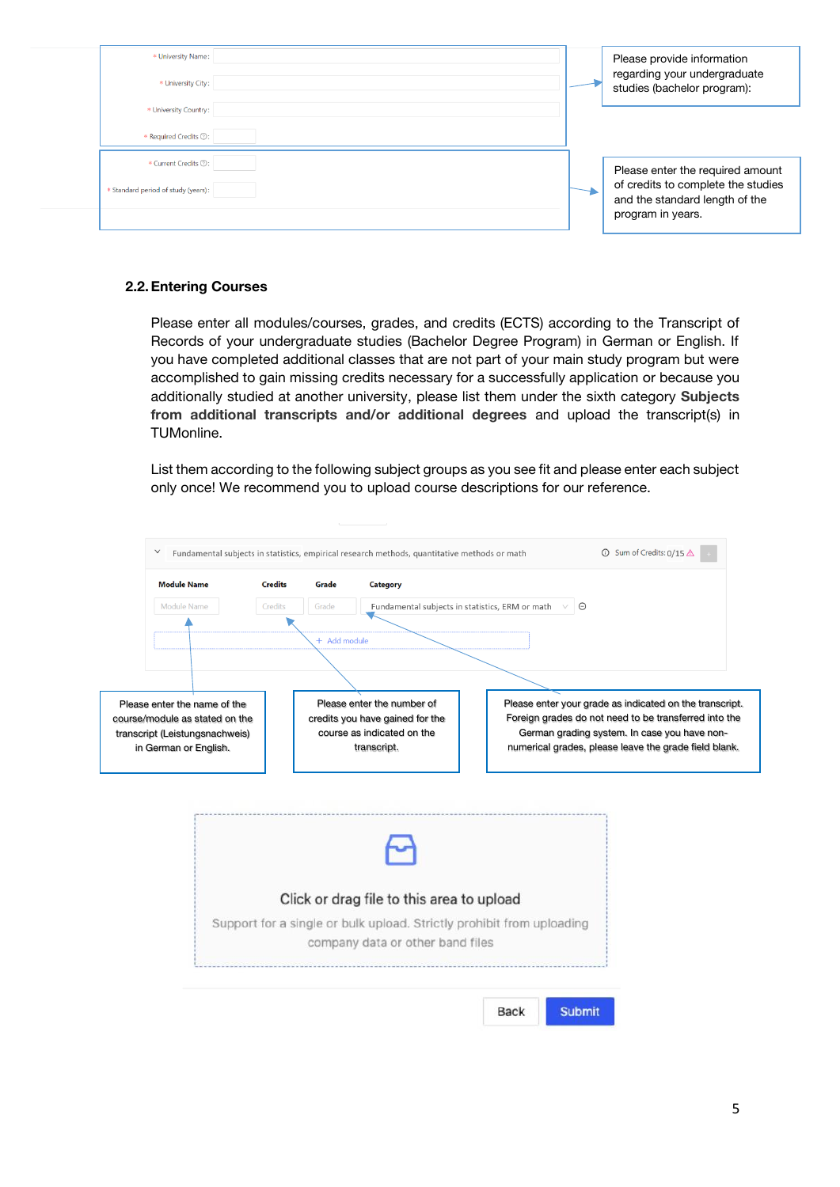* University Name:

* University City:

* University Country:

* Required Credits ⓘ:

* Current Credits ⓘ:

* Standard period of study (years):

Please provide information regarding your undergraduate studies (bachelor program):

Please enter the required amount of credits to complete the studies and the standard length of the program in years.

## 2.2. Entering Courses

Please enter all modules/courses, grades, and credits (ECTS) according to the Transcript of Records of your undergraduate studies (Bachelor Degree Program) in German or English. If you have completed additional classes that are not part of your main study program but were accomplished to gain missing credits necessary for a successfully application or because you additionally studied at another university, please list them under the sixth category **Subjects from additional transcripts and/or additional degrees** and upload the transcript(s) in TUMonline.

List them according to the following subject groups as you see fit and please enter each subject only once! We recommend you to upload course descriptions for our reference.

Fundamental subjects in statistics, empirical research methods, quantitative methods or math — Sum of Credits: 0/15

| Module Name | Credits | Grade | Category |
| --- | --- | --- | --- |
| Module Name | Credits | Grade | Fundamental subjects in statistics, ERM or math |

+ Add module

Please enter the name of the course/module as stated on the transcript (Leistungsnachweis) in German or English.

Please enter the number of credits you have gained for the course as indicated on the transcript.

Please enter your grade as indicated on the transcript. Foreign grades do not need to be transferred into the German grading system. In case you have non-numerical grades, please leave the grade field blank.

Click or drag file to this area to upload

Support for a single or bulk upload. Strictly prohibit from uploading company data or other band files

Back | Submit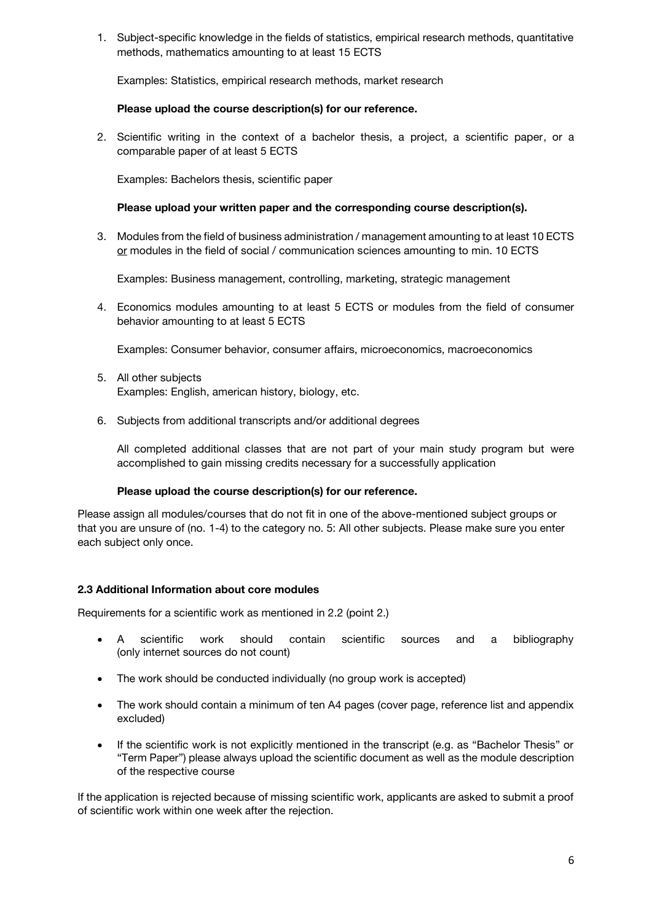1. Subject-specific knowledge in the fields of statistics, empirical research methods, quantitative methods, mathematics amounting to at least 15 ECTS

   Examples: Statistics, empirical research methods, market research

   **Please upload the course description(s) for our reference.**

2. Scientific writing in the context of a bachelor thesis, a project, a scientific paper, or a comparable paper of at least 5 ECTS

   Examples: Bachelors thesis, scientific paper

   **Please upload your written paper and the corresponding course description(s).**

3. Modules from the field of business administration / management amounting to at least 10 ECTS <u>or</u> modules in the field of social / communication sciences amounting to min. 10 ECTS

   Examples: Business management, controlling, marketing, strategic management

4. Economics modules amounting to at least 5 ECTS or modules from the field of consumer behavior amounting to at least 5 ECTS

   Examples: Consumer behavior, consumer affairs, microeconomics, macroeconomics

5. All other subjects
   Examples: English, american history, biology, etc.

6. Subjects from additional transcripts and/or additional degrees

   All completed additional classes that are not part of your main study program but were accomplished to gain missing credits necessary for a successfully application

   **Please upload the course description(s) for our reference.**

Please assign all modules/courses that do not fit in one of the above-mentioned subject groups or that you are unsure of (no. 1-4) to the category no. 5: All other subjects. Please make sure you enter each subject only once.

### 2.3 Additional Information about core modules

Requirements for a scientific work as mentioned in 2.2 (point 2.)

- A scientific work should contain scientific sources and a bibliography (only internet sources do not count)
- The work should be conducted individually (no group work is accepted)
- The work should contain a minimum of ten A4 pages (cover page, reference list and appendix excluded)
- If the scientific work is not explicitly mentioned in the transcript (e.g. as "Bachelor Thesis" or "Term Paper") please always upload the scientific document as well as the module description of the respective course

If the application is rejected because of missing scientific work, applicants are asked to submit a proof of scientific work within one week after the rejection.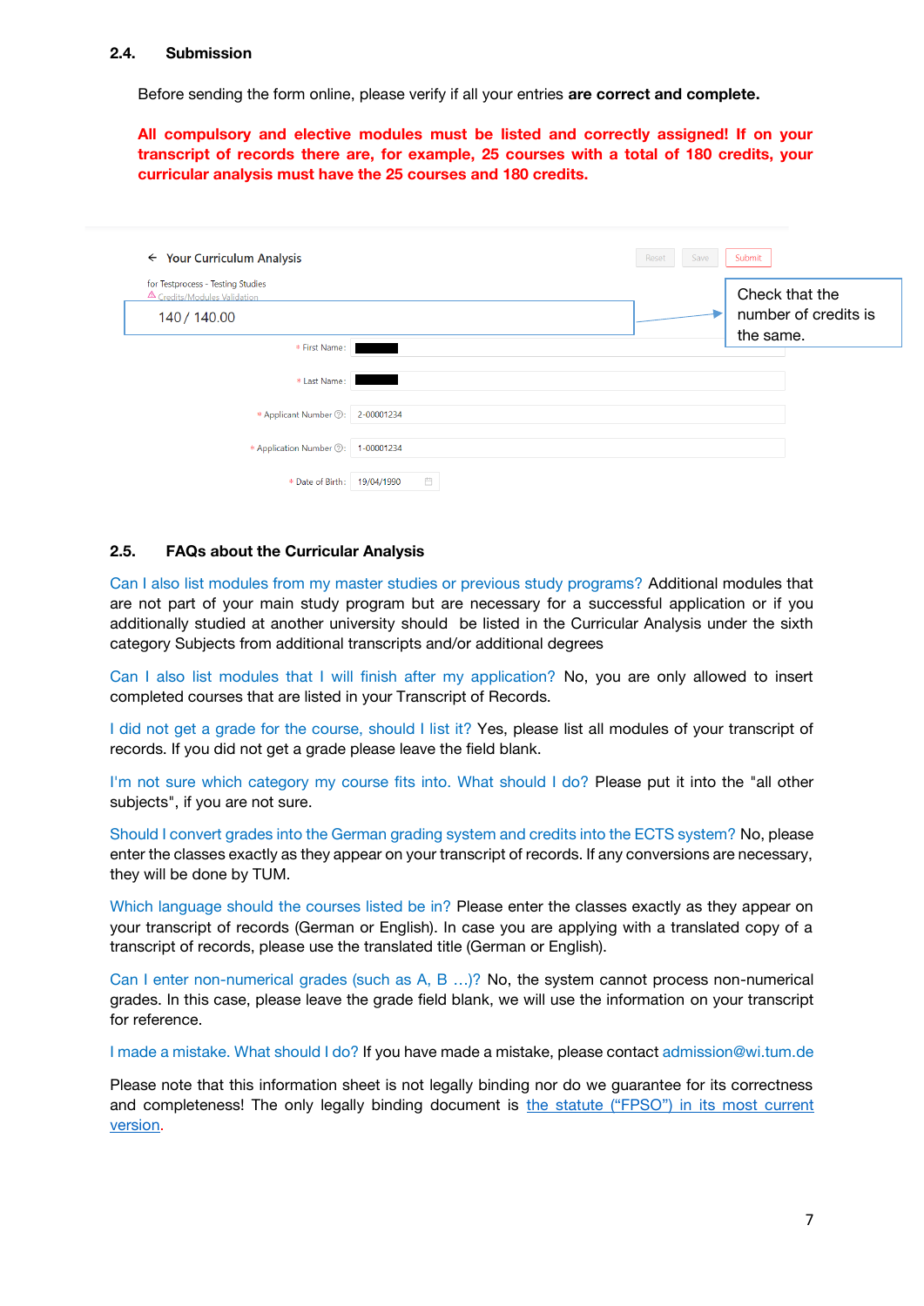## 2.4. Submission

Before sending the form online, please verify if all your entries **are correct and complete.**

**All compulsory and elective modules must be listed and correctly assigned! If on your transcript of records there are, for example, 25 courses with a total of 180 credits, your curricular analysis must have the 25 courses and 180 credits.**

Your Curriculum Analysis

Reset Save Submit

for Testprocess - Testing Studies

Credits/Modules Validation

140 / 140.00

Check that the number of credits is the same.

* First Name:

* Last Name:

* Applicant Number: 2-00001234

* Application Number: 1-00001234

* Date of Birth: 19/04/1990

## 2.5. FAQs about the Curricular Analysis

Can I also list modules from my master studies or previous study programs? Additional modules that are not part of your main study program but are necessary for a successful application or if you additionally studied at another university should be listed in the Curricular Analysis under the sixth category Subjects from additional transcripts and/or additional degrees

Can I also list modules that I will finish after my application? No, you are only allowed to insert completed courses that are listed in your Transcript of Records.

I did not get a grade for the course, should I list it? Yes, please list all modules of your transcript of records. If you did not get a grade please leave the field blank.

I'm not sure which category my course fits into. What should I do? Please put it into the "all other subjects", if you are not sure.

Should I convert grades into the German grading system and credits into the ECTS system? No, please enter the classes exactly as they appear on your transcript of records. If any conversions are necessary, they will be done by TUM.

Which language should the courses listed be in? Please enter the classes exactly as they appear on your transcript of records (German or English). In case you are applying with a translated copy of a transcript of records, please use the translated title (German or English).

Can I enter non-numerical grades (such as A, B …)? No, the system cannot process non-numerical grades. In this case, please leave the grade field blank, we will use the information on your transcript for reference.

I made a mistake. What should I do? If you have made a mistake, please contact admission@wi.tum.de

Please note that this information sheet is not legally binding nor do we guarantee for its correctness and completeness! The only legally binding document is the statute ("FPSO") in its most current version.